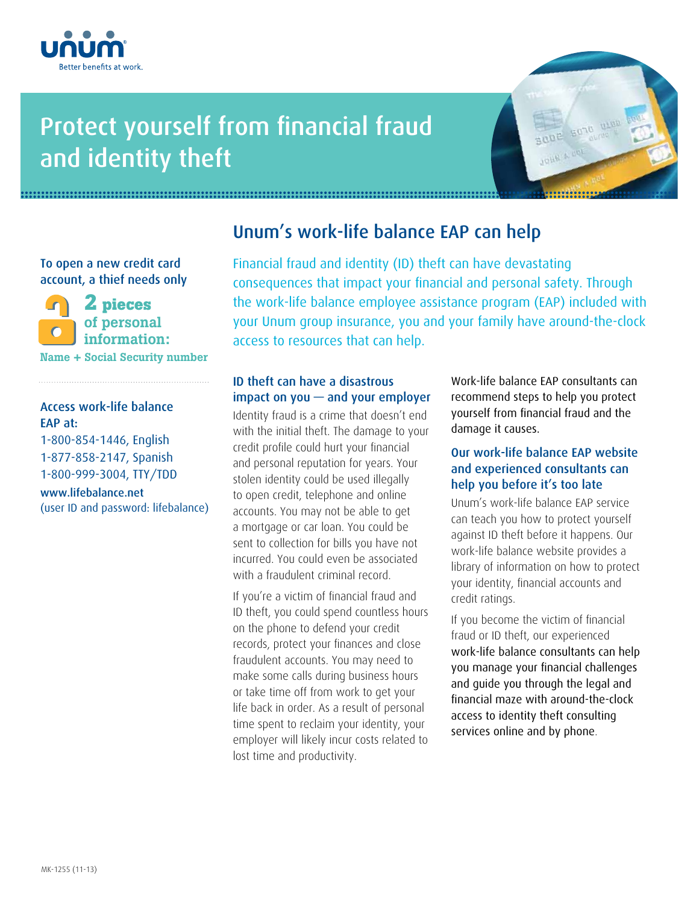Better benefits at work.

# Protect yourself from financial fraud and identity theft

To open a new credit card account, a thief needs only

**2 pieces of personal information:**

**Name + Social Security number**

**Access work-life balance EAP at:**

1-800-854-1446, English
1-877-858-2147, Spanish
1-800-999-3004, TTY/TDD

**www.lifebalance.net**
(user ID and password: lifebalance)

## Unum's work-life balance EAP can help

Financial fraud and identity (ID) theft can have devastating consequences that impact your financial and personal safety. Through the work-life balance employee assistance program (EAP) included with your Unum group insurance, you and your family have around-the-clock access to resources that can help.

### ID theft can have a disastrous impact on you — and your employer

Identity fraud is a crime that doesn't end with the initial theft. The damage to your credit profile could hurt your financial and personal reputation for years. Your stolen identity could be used illegally to open credit, telephone and online accounts. You may not be able to get a mortgage or car loan. You could be sent to collection for bills you have not incurred. You could even be associated with a fraudulent criminal record.

If you're a victim of financial fraud and ID theft, you could spend countless hours on the phone to defend your credit records, protect your finances and close fraudulent accounts. You may need to make some calls during business hours or take time off from work to get your life back in order. As a result of personal time spent to reclaim your identity, your employer will likely incur costs related to lost time and productivity.

Work-life balance EAP consultants can recommend steps to help you protect yourself from financial fraud and the damage it causes.

### Our work-life balance EAP website and experienced consultants can help you before it's too late

Unum's work-life balance EAP service can teach you how to protect yourself against ID theft before it happens. Our work-life balance website provides a library of information on how to protect your identity, financial accounts and credit ratings.

If you become the victim of financial fraud or ID theft, our experienced work-life balance consultants can help you manage your financial challenges and guide you through the legal and financial maze with around-the-clock access to identity theft consulting services online and by phone.

MK-1255 (11-13)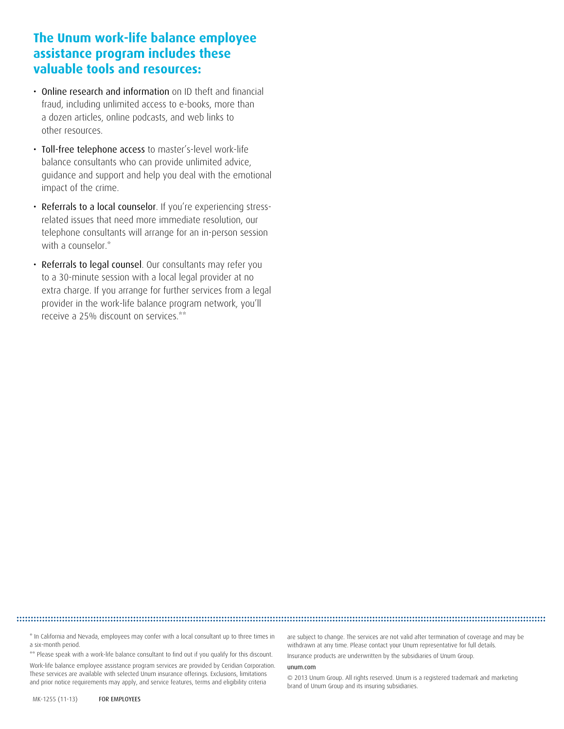## The Unum work-life balance employee assistance program includes these valuable tools and resources:

- Online research and information on ID theft and financial fraud, including unlimited access to e-books, more than a dozen articles, online podcasts, and web links to other resources.
- Toll-free telephone access to master's-level work-life balance consultants who can provide unlimited advice, guidance and support and help you deal with the emotional impact of the crime.
- Referrals to a local counselor. If you're experiencing stress-related issues that need more immediate resolution, our telephone consultants will arrange for an in-person session with a counselor.*
- Referrals to legal counsel. Our consultants may refer you to a 30-minute session with a local legal provider at no extra charge. If you arrange for further services from a legal provider in the work-life balance program network, you'll receive a 25% discount on services.**

* In California and Nevada, employees may confer with a local consultant up to three times in a six-month period.

** Please speak with a work-life balance consultant to find out if you qualify for this discount.

Work-life balance employee assistance program services are provided by Ceridian Corporation. These services are available with selected Unum insurance offerings. Exclusions, limitations and prior notice requirements may apply, and service features, terms and eligibility criteria are subject to change. The services are not valid after termination of coverage and may be withdrawn at any time. Please contact your Unum representative for full details.

Insurance products are underwritten by the subsidiaries of Unum Group.

unum.com

© 2013 Unum Group. All rights reserved. Unum is a registered trademark and marketing brand of Unum Group and its insuring subsidiaries.

MK-1255 (11-13) FOR EMPLOYEES